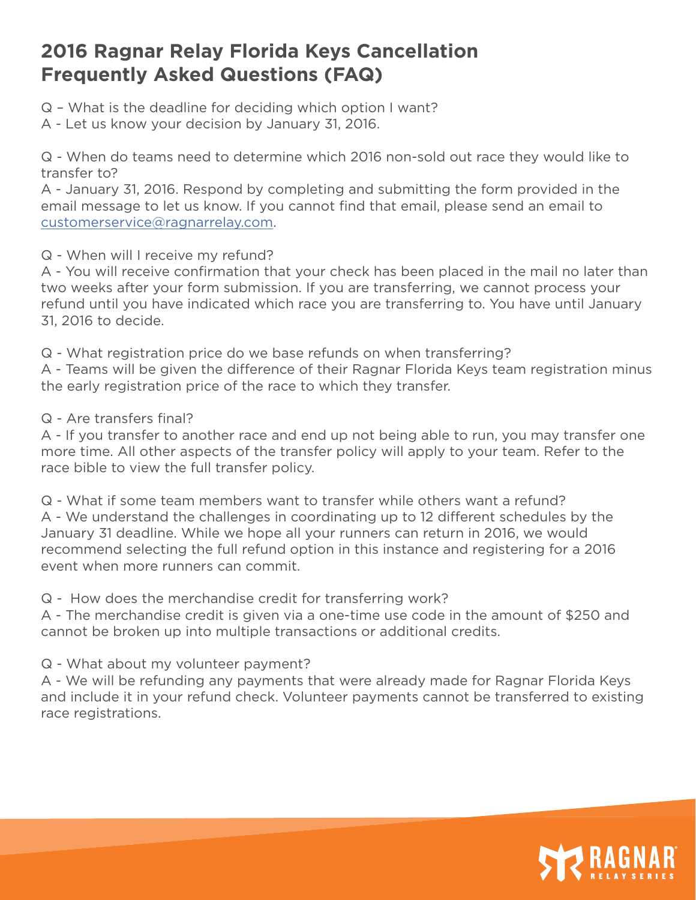# 2016 Ragnar Relay Florida Keys Cancellation Frequently Asked Questions (FAQ)

Q – What is the deadline for deciding which option I want?
A - Let us know your decision by January 31, 2016.

Q - When do teams need to determine which 2016 non-sold out race they would like to transfer to?
A - January 31, 2016. Respond by completing and submitting the form provided in the email message to let us know. If you cannot find that email, please send an email to customerservice@ragnarrelay.com.

Q - When will I receive my refund?
A - You will receive confirmation that your check has been placed in the mail no later than two weeks after your form submission. If you are transferring, we cannot process your refund until you have indicated which race you are transferring to. You have until January 31, 2016 to decide.

Q - What registration price do we base refunds on when transferring?
A - Teams will be given the difference of their Ragnar Florida Keys team registration minus the early registration price of the race to which they transfer.

Q - Are transfers final?
A - If you transfer to another race and end up not being able to run, you may transfer one more time. All other aspects of the transfer policy will apply to your team. Refer to the race bible to view the full transfer policy.

Q - What if some team members want to transfer while others want a refund?
A - We understand the challenges in coordinating up to 12 different schedules by the January 31 deadline. While we hope all your runners can return in 2016, we would recommend selecting the full refund option in this instance and registering for a 2016 event when more runners can commit.

Q - How does the merchandise credit for transferring work?
A - The merchandise credit is given via a one-time use code in the amount of $250 and cannot be broken up into multiple transactions or additional credits.

Q - What about my volunteer payment?
A - We will be refunding any payments that were already made for Ragnar Florida Keys and include it in your refund check. Volunteer payments cannot be transferred to existing race registrations.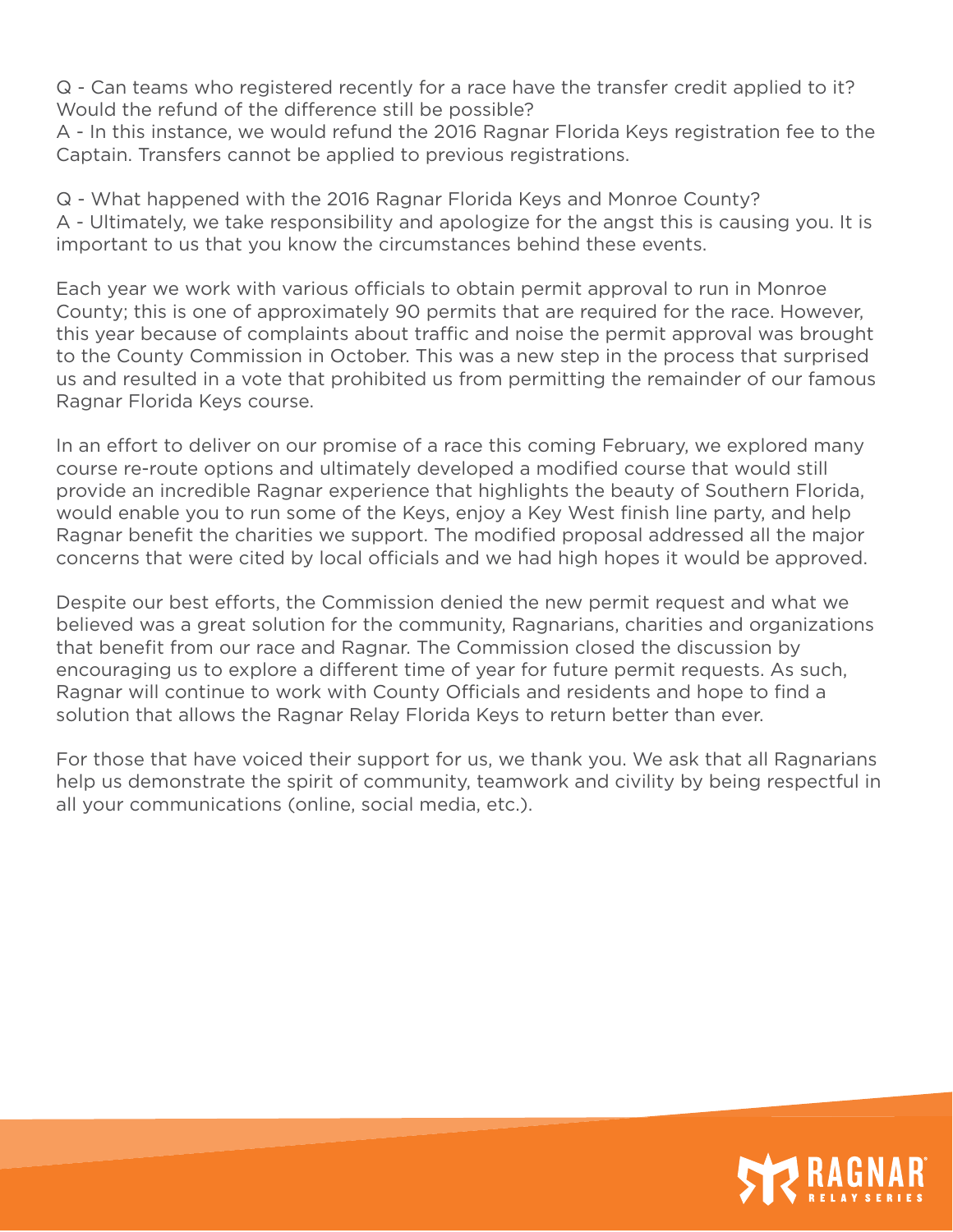Q - Can teams who registered recently for a race have the transfer credit applied to it? Would the refund of the difference still be possible?
A - In this instance, we would refund the 2016 Ragnar Florida Keys registration fee to the Captain. Transfers cannot be applied to previous registrations.

Q - What happened with the 2016 Ragnar Florida Keys and Monroe County?
A - Ultimately, we take responsibility and apologize for the angst this is causing you. It is important to us that you know the circumstances behind these events.

Each year we work with various officials to obtain permit approval to run in Monroe County; this is one of approximately 90 permits that are required for the race. However, this year because of complaints about traffic and noise the permit approval was brought to the County Commission in October. This was a new step in the process that surprised us and resulted in a vote that prohibited us from permitting the remainder of our famous Ragnar Florida Keys course.

In an effort to deliver on our promise of a race this coming February, we explored many course re-route options and ultimately developed a modified course that would still provide an incredible Ragnar experience that highlights the beauty of Southern Florida, would enable you to run some of the Keys, enjoy a Key West finish line party, and help Ragnar benefit the charities we support. The modified proposal addressed all the major concerns that were cited by local officials and we had high hopes it would be approved.

Despite our best efforts, the Commission denied the new permit request and what we believed was a great solution for the community, Ragnarians, charities and organizations that benefit from our race and Ragnar. The Commission closed the discussion by encouraging us to explore a different time of year for future permit requests. As such, Ragnar will continue to work with County Officials and residents and hope to find a solution that allows the Ragnar Relay Florida Keys to return better than ever.

For those that have voiced their support for us, we thank you. We ask that all Ragnarians help us demonstrate the spirit of community, teamwork and civility by being respectful in all your communications (online, social media, etc.).